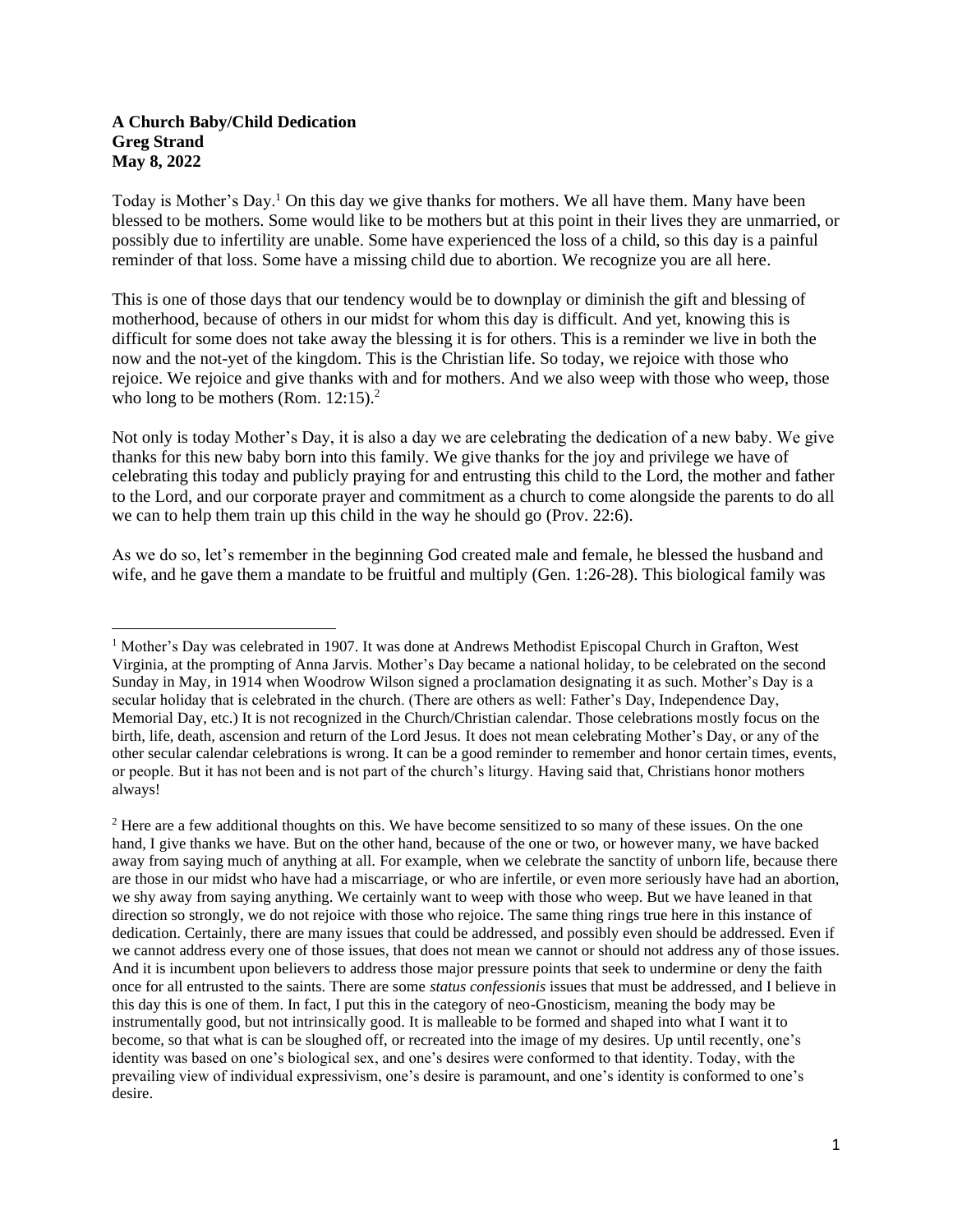**A Church Baby/Child Dedication**
**Greg Strand**
**May 8, 2022**

Today is Mother's Day.[1] On this day we give thanks for mothers. We all have them. Many have been blessed to be mothers. Some would like to be mothers but at this point in their lives they are unmarried, or possibly due to infertility are unable. Some have experienced the loss of a child, so this day is a painful reminder of that loss. Some have a missing child due to abortion. We recognize you are all here.

This is one of those days that our tendency would be to downplay or diminish the gift and blessing of motherhood, because of others in our midst for whom this day is difficult. And yet, knowing this is difficult for some does not take away the blessing it is for others. This is a reminder we live in both the now and the not-yet of the kingdom. This is the Christian life. So today, we rejoice with those who rejoice. We rejoice and give thanks with and for mothers. And we also weep with those who weep, those who long to be mothers (Rom. 12:15).[2]

Not only is today Mother's Day, it is also a day we are celebrating the dedication of a new baby. We give thanks for this new baby born into this family. We give thanks for the joy and privilege we have of celebrating this today and publicly praying for and entrusting this child to the Lord, the mother and father to the Lord, and our corporate prayer and commitment as a church to come alongside the parents to do all we can to help them train up this child in the way he should go (Prov. 22:6).

As we do so, let's remember in the beginning God created male and female, he blessed the husband and wife, and he gave them a mandate to be fruitful and multiply (Gen. 1:26-28). This biological family was

---

[1] Mother's Day was celebrated in 1907. It was done at Andrews Methodist Episcopal Church in Grafton, West Virginia, at the prompting of Anna Jarvis. Mother's Day became a national holiday, to be celebrated on the second Sunday in May, in 1914 when Woodrow Wilson signed a proclamation designating it as such. Mother's Day is a secular holiday that is celebrated in the church. (There are others as well: Father's Day, Independence Day, Memorial Day, etc.) It is not recognized in the Church/Christian calendar. Those celebrations mostly focus on the birth, life, death, ascension and return of the Lord Jesus. It does not mean celebrating Mother's Day, or any of the other secular calendar celebrations is wrong. It can be a good reminder to remember and honor certain times, events, or people. But it has not been and is not part of the church's liturgy. Having said that, Christians honor mothers always!

[2] Here are a few additional thoughts on this. We have become sensitized to so many of these issues. On the one hand, I give thanks we have. But on the other hand, because of the one or two, or however many, we have backed away from saying much of anything at all. For example, when we celebrate the sanctity of unborn life, because there are those in our midst who have had a miscarriage, or who are infertile, or even more seriously have had an abortion, we shy away from saying anything. We certainly want to weep with those who weep. But we have leaned in that direction so strongly, we do not rejoice with those who rejoice. The same thing rings true here in this instance of dedication. Certainly, there are many issues that could be addressed, and possibly even should be addressed. Even if we cannot address every one of those issues, that does not mean we cannot or should not address any of those issues. And it is incumbent upon believers to address those major pressure points that seek to undermine or deny the faith once for all entrusted to the saints. There are some *status confessionis* issues that must be addressed, and I believe in this day this is one of them. In fact, I put this in the category of neo-Gnosticism, meaning the body may be instrumentally good, but not intrinsically good. It is malleable to be formed and shaped into what I want it to become, so that what is can be sloughed off, or recreated into the image of my desires. Up until recently, one's identity was based on one's biological sex, and one's desires were conformed to that identity. Today, with the prevailing view of individual expressivism, one's desire is paramount, and one's identity is conformed to one's desire.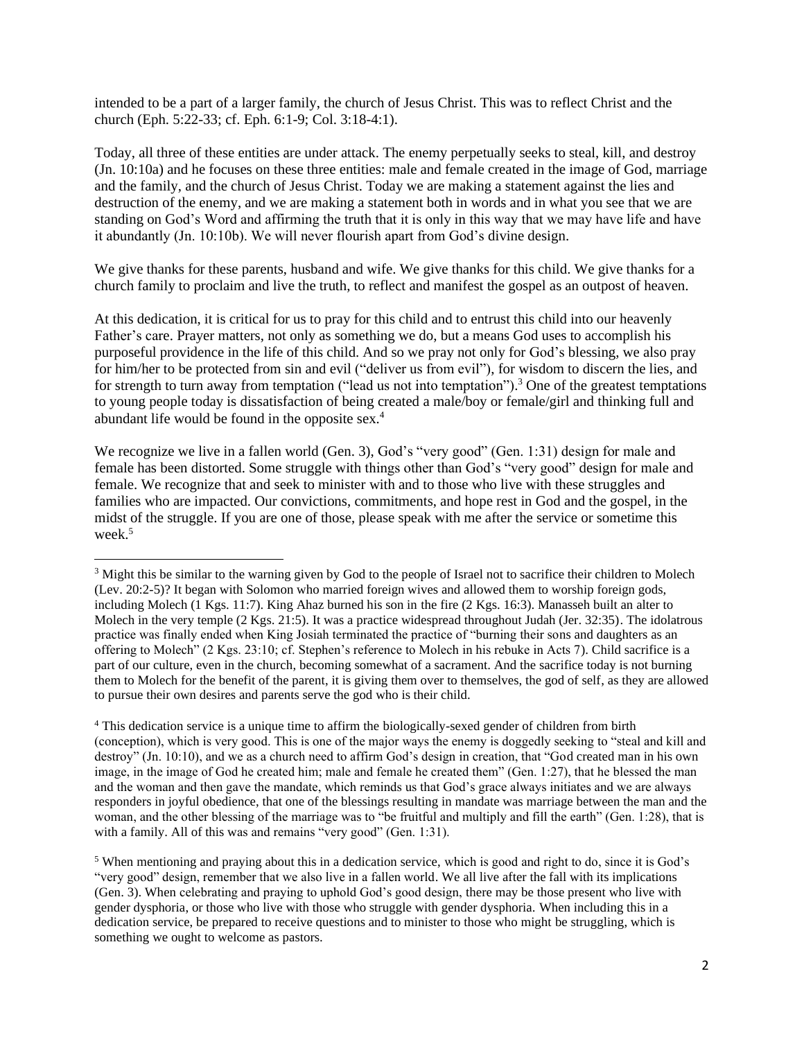intended to be a part of a larger family, the church of Jesus Christ. This was to reflect Christ and the church (Eph. 5:22-33; cf. Eph. 6:1-9; Col. 3:18-4:1).

Today, all three of these entities are under attack. The enemy perpetually seeks to steal, kill, and destroy (Jn. 10:10a) and he focuses on these three entities: male and female created in the image of God, marriage and the family, and the church of Jesus Christ. Today we are making a statement against the lies and destruction of the enemy, and we are making a statement both in words and in what you see that we are standing on God's Word and affirming the truth that it is only in this way that we may have life and have it abundantly (Jn. 10:10b). We will never flourish apart from God's divine design.

We give thanks for these parents, husband and wife. We give thanks for this child. We give thanks for a church family to proclaim and live the truth, to reflect and manifest the gospel as an outpost of heaven.

At this dedication, it is critical for us to pray for this child and to entrust this child into our heavenly Father's care. Prayer matters, not only as something we do, but a means God uses to accomplish his purposeful providence in the life of this child. And so we pray not only for God's blessing, we also pray for him/her to be protected from sin and evil ("deliver us from evil"), for wisdom to discern the lies, and for strength to turn away from temptation ("lead us not into temptation").[3] One of the greatest temptations to young people today is dissatisfaction of being created a male/boy or female/girl and thinking full and abundant life would be found in the opposite sex.[4]

We recognize we live in a fallen world (Gen. 3), God's "very good" (Gen. 1:31) design for male and female has been distorted. Some struggle with things other than God's "very good" design for male and female. We recognize that and seek to minister with and to those who live with these struggles and families who are impacted. Our convictions, commitments, and hope rest in God and the gospel, in the midst of the struggle. If you are one of those, please speak with me after the service or sometime this week.[5]

---

[3] Might this be similar to the warning given by God to the people of Israel not to sacrifice their children to Molech (Lev. 20:2-5)? It began with Solomon who married foreign wives and allowed them to worship foreign gods, including Molech (1 Kgs. 11:7). King Ahaz burned his son in the fire (2 Kgs. 16:3). Manasseh built an alter to Molech in the very temple (2 Kgs. 21:5). It was a practice widespread throughout Judah (Jer. 32:35). The idolatrous practice was finally ended when King Josiah terminated the practice of "burning their sons and daughters as an offering to Molech" (2 Kgs. 23:10; cf. Stephen's reference to Molech in his rebuke in Acts 7). Child sacrifice is a part of our culture, even in the church, becoming somewhat of a sacrament. And the sacrifice today is not burning them to Molech for the benefit of the parent, it is giving them over to themselves, the god of self, as they are allowed to pursue their own desires and parents serve the god who is their child.

[4] This dedication service is a unique time to affirm the biologically-sexed gender of children from birth (conception), which is very good. This is one of the major ways the enemy is doggedly seeking to "steal and kill and destroy" (Jn. 10:10), and we as a church need to affirm God's design in creation, that "God created man in his own image, in the image of God he created him; male and female he created them" (Gen. 1:27), that he blessed the man and the woman and then gave the mandate, which reminds us that God's grace always initiates and we are always responders in joyful obedience, that one of the blessings resulting in mandate was marriage between the man and the woman, and the other blessing of the marriage was to "be fruitful and multiply and fill the earth" (Gen. 1:28), that is with a family. All of this was and remains "very good" (Gen. 1:31).

[5] When mentioning and praying about this in a dedication service, which is good and right to do, since it is God's "very good" design, remember that we also live in a fallen world. We all live after the fall with its implications (Gen. 3). When celebrating and praying to uphold God's good design, there may be those present who live with gender dysphoria, or those who live with those who struggle with gender dysphoria. When including this in a dedication service, be prepared to receive questions and to minister to those who might be struggling, which is something we ought to welcome as pastors.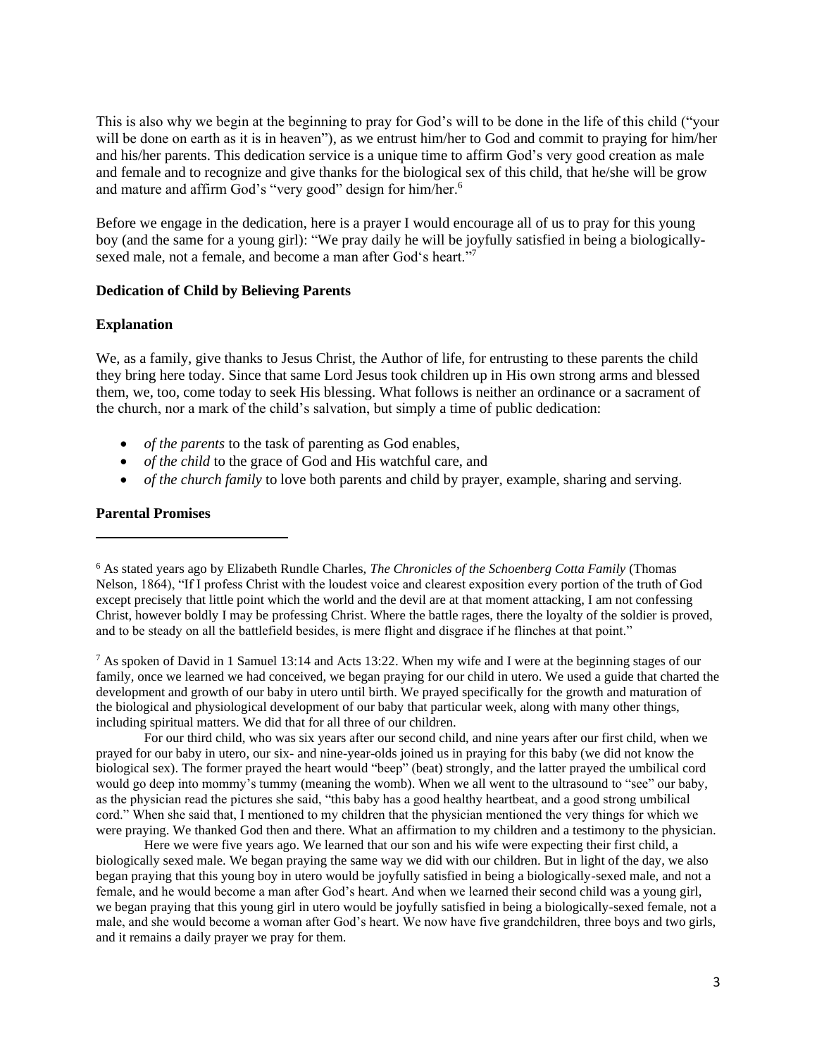This is also why we begin at the beginning to pray for God's will to be done in the life of this child ("your will be done on earth as it is in heaven"), as we entrust him/her to God and commit to praying for him/her and his/her parents. This dedication service is a unique time to affirm God's very good creation as male and female and to recognize and give thanks for the biological sex of this child, that he/she will be grow and mature and affirm God's "very good" design for him/her.[6]

Before we engage in the dedication, here is a prayer I would encourage all of us to pray for this young boy (and the same for a young girl): "We pray daily he will be joyfully satisfied in being a biologically-sexed male, not a female, and become a man after God's heart."[7]

**Dedication of Child by Believing Parents**

**Explanation**

We, as a family, give thanks to Jesus Christ, the Author of life, for entrusting to these parents the child they bring here today. Since that same Lord Jesus took children up in His own strong arms and blessed them, we, too, come today to seek His blessing. What follows is neither an ordinance or a sacrament of the church, nor a mark of the child's salvation, but simply a time of public dedication:

- *of the parents* to the task of parenting as God enables,
- *of the child* to the grace of God and His watchful care, and
- *of the church family* to love both parents and child by prayer, example, sharing and serving.

**Parental Promises**

---

[6] As stated years ago by Elizabeth Rundle Charles, *The Chronicles of the Schoenberg Cotta Family* (Thomas Nelson, 1864), "If I profess Christ with the loudest voice and clearest exposition every portion of the truth of God except precisely that little point which the world and the devil are at that moment attacking, I am not confessing Christ, however boldly I may be professing Christ. Where the battle rages, there the loyalty of the soldier is proved, and to be steady on all the battlefield besides, is mere flight and disgrace if he flinches at that point."

[7] As spoken of David in 1 Samuel 13:14 and Acts 13:22. When my wife and I were at the beginning stages of our family, once we learned we had conceived, we began praying for our child in utero. We used a guide that charted the development and growth of our baby in utero until birth. We prayed specifically for the growth and maturation of the biological and physiological development of our baby that particular week, along with many other things, including spiritual matters. We did that for all three of our children.

For our third child, who was six years after our second child, and nine years after our first child, when we prayed for our baby in utero, our six- and nine-year-olds joined us in praying for this baby (we did not know the biological sex). The former prayed the heart would "beep" (beat) strongly, and the latter prayed the umbilical cord would go deep into mommy's tummy (meaning the womb). When we all went to the ultrasound to "see" our baby, as the physician read the pictures she said, "this baby has a good healthy heartbeat, and a good strong umbilical cord." When she said that, I mentioned to my children that the physician mentioned the very things for which we were praying. We thanked God then and there. What an affirmation to my children and a testimony to the physician.

Here we were five years ago. We learned that our son and his wife were expecting their first child, a biologically sexed male. We began praying the same way we did with our children. But in light of the day, we also began praying that this young boy in utero would be joyfully satisfied in being a biologically-sexed male, and not a female, and he would become a man after God's heart. And when we learned their second child was a young girl, we began praying that this young girl in utero would be joyfully satisfied in being a biologically-sexed female, not a male, and she would become a woman after God's heart. We now have five grandchildren, three boys and two girls, and it remains a daily prayer we pray for them.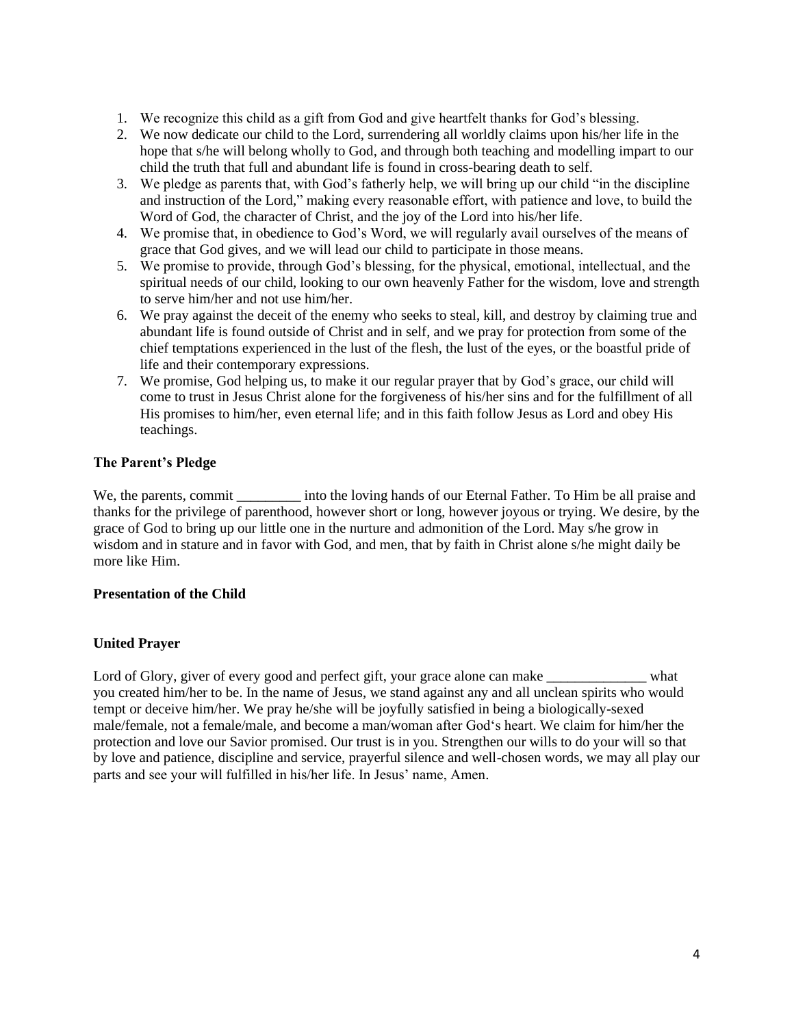1. We recognize this child as a gift from God and give heartfelt thanks for God's blessing.
2. We now dedicate our child to the Lord, surrendering all worldly claims upon his/her life in the hope that s/he will belong wholly to God, and through both teaching and modelling impart to our child the truth that full and abundant life is found in cross-bearing death to self.
3. We pledge as parents that, with God's fatherly help, we will bring up our child "in the discipline and instruction of the Lord," making every reasonable effort, with patience and love, to build the Word of God, the character of Christ, and the joy of the Lord into his/her life.
4. We promise that, in obedience to God's Word, we will regularly avail ourselves of the means of grace that God gives, and we will lead our child to participate in those means.
5. We promise to provide, through God's blessing, for the physical, emotional, intellectual, and the spiritual needs of our child, looking to our own heavenly Father for the wisdom, love and strength to serve him/her and not use him/her.
6. We pray against the deceit of the enemy who seeks to steal, kill, and destroy by claiming true and abundant life is found outside of Christ and in self, and we pray for protection from some of the chief temptations experienced in the lust of the flesh, the lust of the eyes, or the boastful pride of life and their contemporary expressions.
7. We promise, God helping us, to make it our regular prayer that by God's grace, our child will come to trust in Jesus Christ alone for the forgiveness of his/her sins and for the fulfillment of all His promises to him/her, even eternal life; and in this faith follow Jesus as Lord and obey His teachings.

**The Parent's Pledge**

We, the parents, commit _________ into the loving hands of our Eternal Father. To Him be all praise and thanks for the privilege of parenthood, however short or long, however joyous or trying. We desire, by the grace of God to bring up our little one in the nurture and admonition of the Lord. May s/he grow in wisdom and in stature and in favor with God, and men, that by faith in Christ alone s/he might daily be more like Him.

**Presentation of the Child**

**United Prayer**

Lord of Glory, giver of every good and perfect gift, your grace alone can make ______________ what you created him/her to be. In the name of Jesus, we stand against any and all unclean spirits who would tempt or deceive him/her. We pray he/she will be joyfully satisfied in being a biologically-sexed male/female, not a female/male, and become a man/woman after God's heart. We claim for him/her the protection and love our Savior promised. Our trust is in you. Strengthen our wills to do your will so that by love and patience, discipline and service, prayerful silence and well-chosen words, we may all play our parts and see your will fulfilled in his/her life. In Jesus' name, Amen.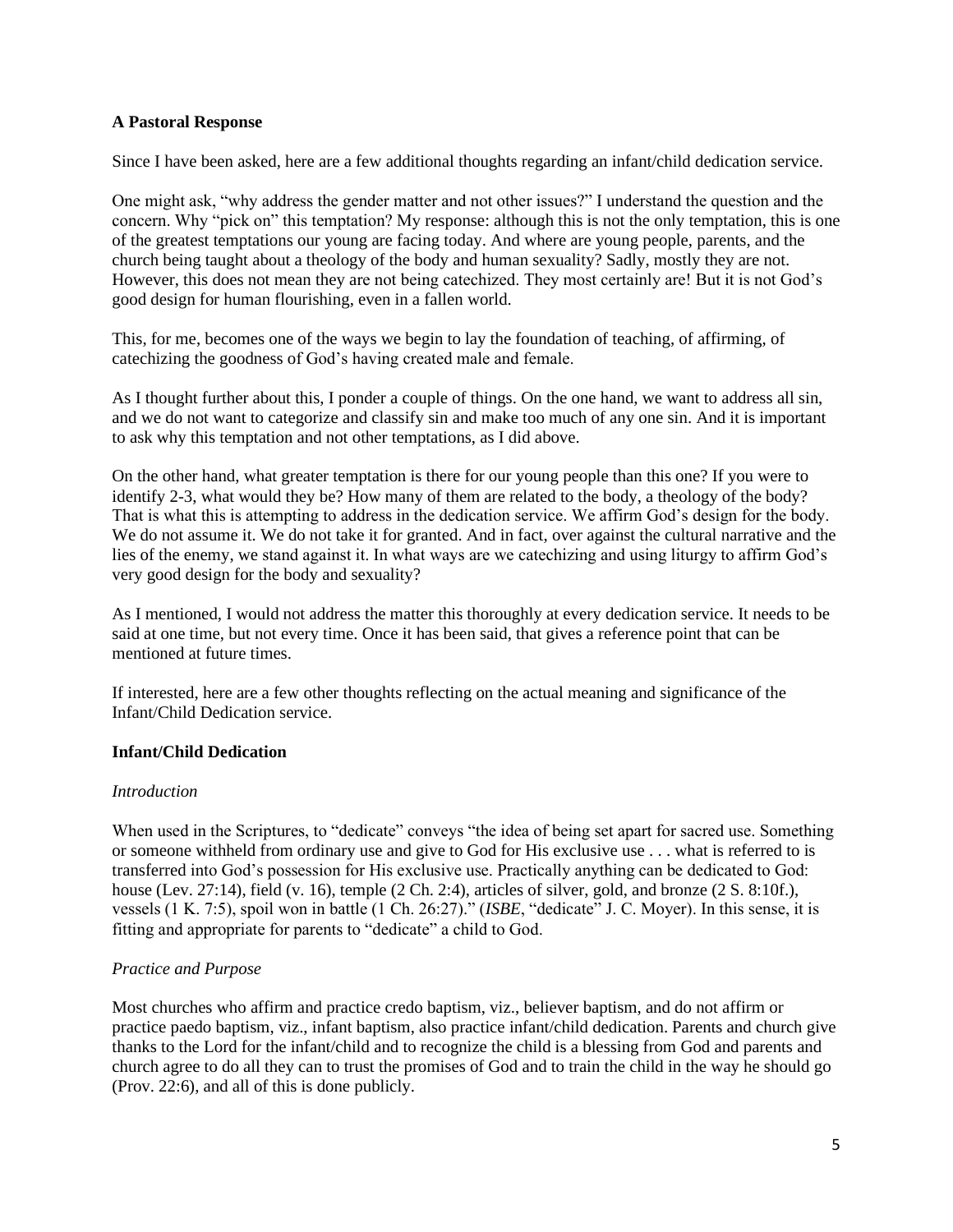**A Pastoral Response**

Since I have been asked, here are a few additional thoughts regarding an infant/child dedication service.

One might ask, "why address the gender matter and not other issues?" I understand the question and the concern. Why "pick on" this temptation? My response: although this is not the only temptation, this is one of the greatest temptations our young are facing today. And where are young people, parents, and the church being taught about a theology of the body and human sexuality? Sadly, mostly they are not. However, this does not mean they are not being catechized. They most certainly are! But it is not God's good design for human flourishing, even in a fallen world.

This, for me, becomes one of the ways we begin to lay the foundation of teaching, of affirming, of catechizing the goodness of God's having created male and female.

As I thought further about this, I ponder a couple of things. On the one hand, we want to address all sin, and we do not want to categorize and classify sin and make too much of any one sin. And it is important to ask why this temptation and not other temptations, as I did above.

On the other hand, what greater temptation is there for our young people than this one? If you were to identify 2-3, what would they be? How many of them are related to the body, a theology of the body? That is what this is attempting to address in the dedication service. We affirm God's design for the body. We do not assume it. We do not take it for granted. And in fact, over against the cultural narrative and the lies of the enemy, we stand against it. In what ways are we catechizing and using liturgy to affirm God's very good design for the body and sexuality?

As I mentioned, I would not address the matter this thoroughly at every dedication service. It needs to be said at one time, but not every time. Once it has been said, that gives a reference point that can be mentioned at future times.

If interested, here are a few other thoughts reflecting on the actual meaning and significance of the Infant/Child Dedication service.

**Infant/Child Dedication**

*Introduction*

When used in the Scriptures, to "dedicate" conveys "the idea of being set apart for sacred use. Something or someone withheld from ordinary use and give to God for His exclusive use . . . what is referred to is transferred into God's possession for His exclusive use. Practically anything can be dedicated to God: house (Lev. 27:14), field (v. 16), temple (2 Ch. 2:4), articles of silver, gold, and bronze (2 S. 8:10f.), vessels (1 K. 7:5), spoil won in battle (1 Ch. 26:27)." (*ISBE*, "dedicate" J. C. Moyer). In this sense, it is fitting and appropriate for parents to "dedicate" a child to God.

*Practice and Purpose*

Most churches who affirm and practice credo baptism, viz., believer baptism, and do not affirm or practice paedo baptism, viz., infant baptism, also practice infant/child dedication. Parents and church give thanks to the Lord for the infant/child and to recognize the child is a blessing from God and parents and church agree to do all they can to trust the promises of God and to train the child in the way he should go (Prov. 22:6), and all of this is done publicly.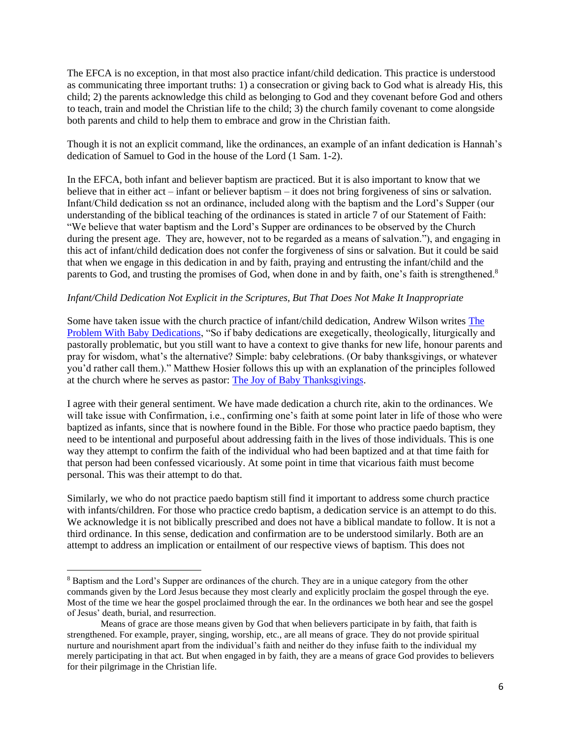The EFCA is no exception, in that most also practice infant/child dedication. This practice is understood as communicating three important truths: 1) a consecration or giving back to God what is already His, this child; 2) the parents acknowledge this child as belonging to God and they covenant before God and others to teach, train and model the Christian life to the child; 3) the church family covenant to come alongside both parents and child to help them to embrace and grow in the Christian faith.

Though it is not an explicit command, like the ordinances, an example of an infant dedication is Hannah's dedication of Samuel to God in the house of the Lord (1 Sam. 1-2).

In the EFCA, both infant and believer baptism are practiced. But it is also important to know that we believe that in either act – infant or believer baptism – it does not bring forgiveness of sins or salvation. Infant/Child dedication ss not an ordinance, included along with the baptism and the Lord's Supper (our understanding of the biblical teaching of the ordinances is stated in article 7 of our Statement of Faith: "We believe that water baptism and the Lord's Supper are ordinances to be observed by the Church during the present age. They are, however, not to be regarded as a means of salvation."), and engaging in this act of infant/child dedication does not confer the forgiveness of sins or salvation. But it could be said that when we engage in this dedication in and by faith, praying and entrusting the infant/child and the parents to God, and trusting the promises of God, when done in and by faith, one's faith is strengthened.[8]

*Infant/Child Dedication Not Explicit in the Scriptures, But That Does Not Make It Inappropriate*

Some have taken issue with the church practice of infant/child dedication, Andrew Wilson writes The Problem With Baby Dedications, "So if baby dedications are exegetically, theologically, liturgically and pastorally problematic, but you still want to have a context to give thanks for new life, honour parents and pray for wisdom, what's the alternative? Simple: baby celebrations. (Or baby thanksgivings, or whatever you'd rather call them.)." Matthew Hosier follows this up with an explanation of the principles followed at the church where he serves as pastor: The Joy of Baby Thanksgivings.

I agree with their general sentiment. We have made dedication a church rite, akin to the ordinances. We will take issue with Confirmation, i.e., confirming one's faith at some point later in life of those who were baptized as infants, since that is nowhere found in the Bible. For those who practice paedo baptism, they need to be intentional and purposeful about addressing faith in the lives of those individuals. This is one way they attempt to confirm the faith of the individual who had been baptized and at that time faith for that person had been confessed vicariously. At some point in time that vicarious faith must become personal. This was their attempt to do that.

Similarly, we who do not practice paedo baptism still find it important to address some church practice with infants/children. For those who practice credo baptism, a dedication service is an attempt to do this. We acknowledge it is not biblically prescribed and does not have a biblical mandate to follow. It is not a third ordinance. In this sense, dedication and confirmation are to be understood similarly. Both are an attempt to address an implication or entailment of our respective views of baptism. This does not

---

[8] Baptism and the Lord's Supper are ordinances of the church. They are in a unique category from the other commands given by the Lord Jesus because they most clearly and explicitly proclaim the gospel through the eye. Most of the time we hear the gospel proclaimed through the ear. In the ordinances we both hear and see the gospel of Jesus' death, burial, and resurrection.

Means of grace are those means given by God that when believers participate in by faith, that faith is strengthened. For example, prayer, singing, worship, etc., are all means of grace. They do not provide spiritual nurture and nourishment apart from the individual's faith and neither do they infuse faith to the individual my merely participating in that act. But when engaged in by faith, they are a means of grace God provides to believers for their pilgrimage in the Christian life.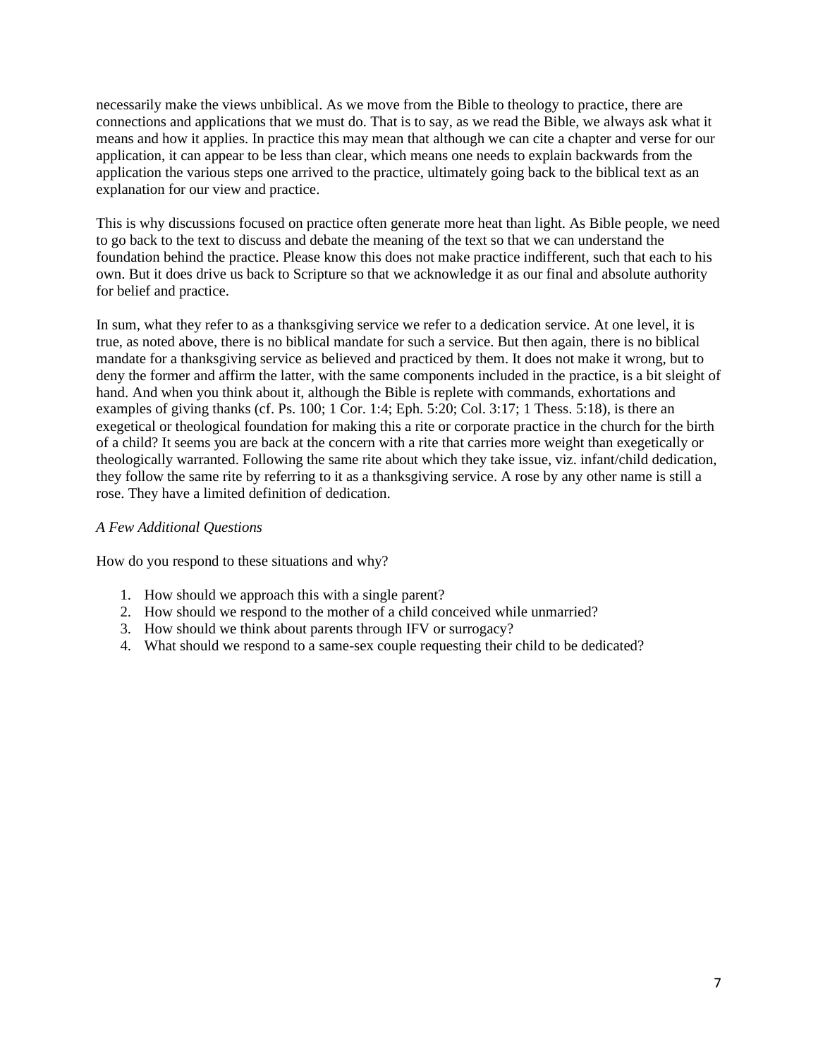necessarily make the views unbiblical. As we move from the Bible to theology to practice, there are connections and applications that we must do. That is to say, as we read the Bible, we always ask what it means and how it applies. In practice this may mean that although we can cite a chapter and verse for our application, it can appear to be less than clear, which means one needs to explain backwards from the application the various steps one arrived to the practice, ultimately going back to the biblical text as an explanation for our view and practice.

This is why discussions focused on practice often generate more heat than light. As Bible people, we need to go back to the text to discuss and debate the meaning of the text so that we can understand the foundation behind the practice. Please know this does not make practice indifferent, such that each to his own. But it does drive us back to Scripture so that we acknowledge it as our final and absolute authority for belief and practice.

In sum, what they refer to as a thanksgiving service we refer to a dedication service. At one level, it is true, as noted above, there is no biblical mandate for such a service. But then again, there is no biblical mandate for a thanksgiving service as believed and practiced by them. It does not make it wrong, but to deny the former and affirm the latter, with the same components included in the practice, is a bit sleight of hand. And when you think about it, although the Bible is replete with commands, exhortations and examples of giving thanks (cf. Ps. 100; 1 Cor. 1:4; Eph. 5:20; Col. 3:17; 1 Thess. 5:18), is there an exegetical or theological foundation for making this a rite or corporate practice in the church for the birth of a child? It seems you are back at the concern with a rite that carries more weight than exegetically or theologically warranted. Following the same rite about which they take issue, viz. infant/child dedication, they follow the same rite by referring to it as a thanksgiving service. A rose by any other name is still a rose. They have a limited definition of dedication.

*A Few Additional Questions*

How do you respond to these situations and why?

1. How should we approach this with a single parent?
2. How should we respond to the mother of a child conceived while unmarried?
3. How should we think about parents through IFV or surrogacy?
4. What should we respond to a same-sex couple requesting their child to be dedicated?